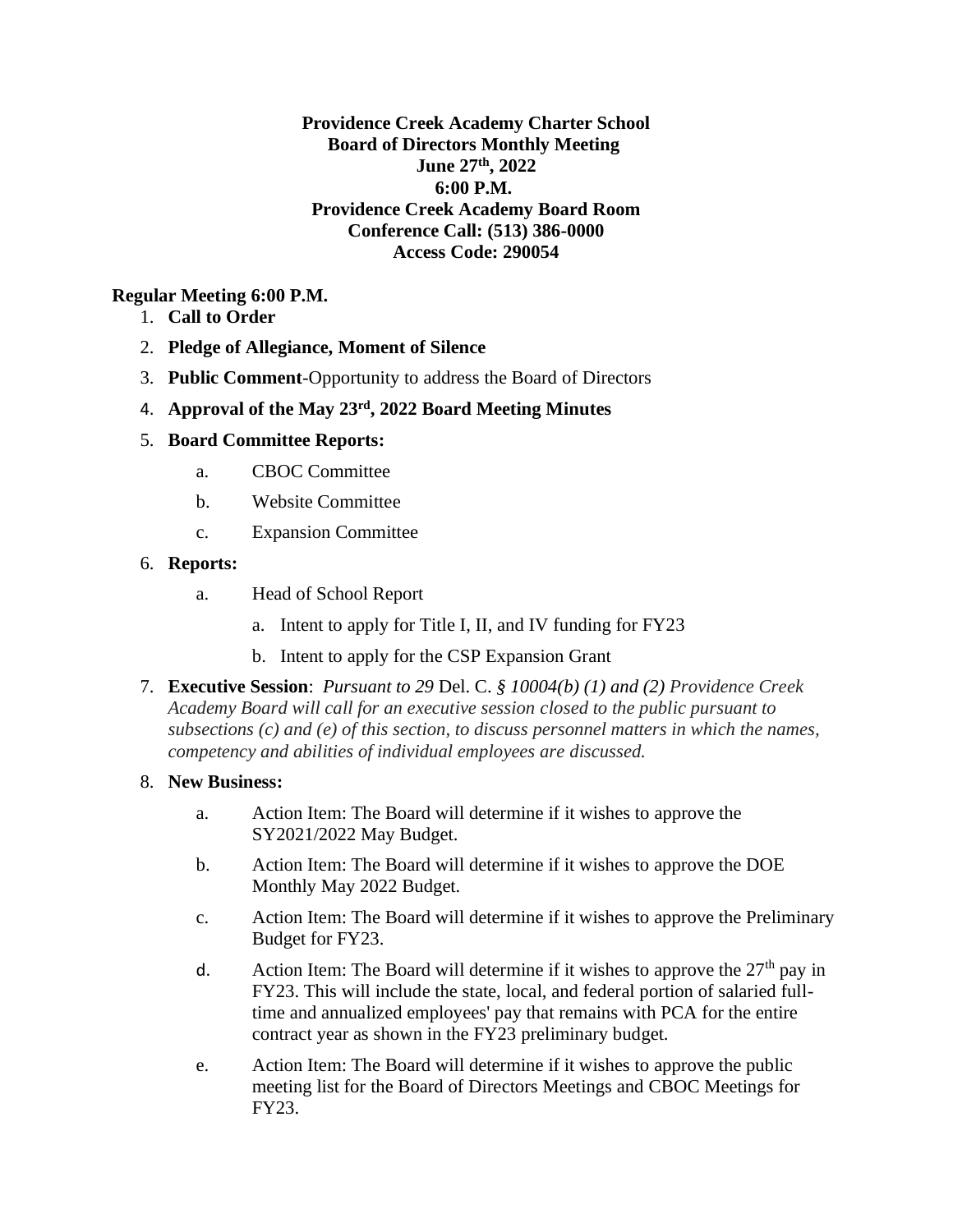**Providence Creek Academy Charter School**
**Board of Directors Monthly Meeting**
**June 27th, 2022**
**6:00 P.M.**
**Providence Creek Academy Board Room**
**Conference Call: (513) 386-0000**
**Access Code: 290054**

**Regular Meeting 6:00 P.M.**

1. **Call to Order**
2. **Pledge of Allegiance, Moment of Silence**
3. **Public Comment**-Opportunity to address the Board of Directors
4. **Approval of the May 23rd, 2022 Board Meeting Minutes**
5. **Board Committee Reports:**
   a. CBOC Committee
   b. Website Committee
   c. Expansion Committee
6. **Reports:**
   a. Head of School Report
      a. Intent to apply for Title I, II, and IV funding for FY23
      b. Intent to apply for the CSP Expansion Grant
7. **Executive Session**: *Pursuant to 29* Del. C. *§ 10004(b) (1) and (2) Providence Creek Academy Board will call for an executive session closed to the public pursuant to subsections (c) and (e) of this section, to discuss personnel matters in which the names, competency and abilities of individual employees are discussed.*
8. **New Business:**
   a. Action Item: The Board will determine if it wishes to approve the SY2021/2022 May Budget.
   b. Action Item: The Board will determine if it wishes to approve the DOE Monthly May 2022 Budget.
   c. Action Item: The Board will determine if it wishes to approve the Preliminary Budget for FY23.
   d. Action Item: The Board will determine if it wishes to approve the 27th pay in FY23. This will include the state, local, and federal portion of salaried full-time and annualized employees' pay that remains with PCA for the entire contract year as shown in the FY23 preliminary budget.
   e. Action Item: The Board will determine if it wishes to approve the public meeting list for the Board of Directors Meetings and CBOC Meetings for FY23.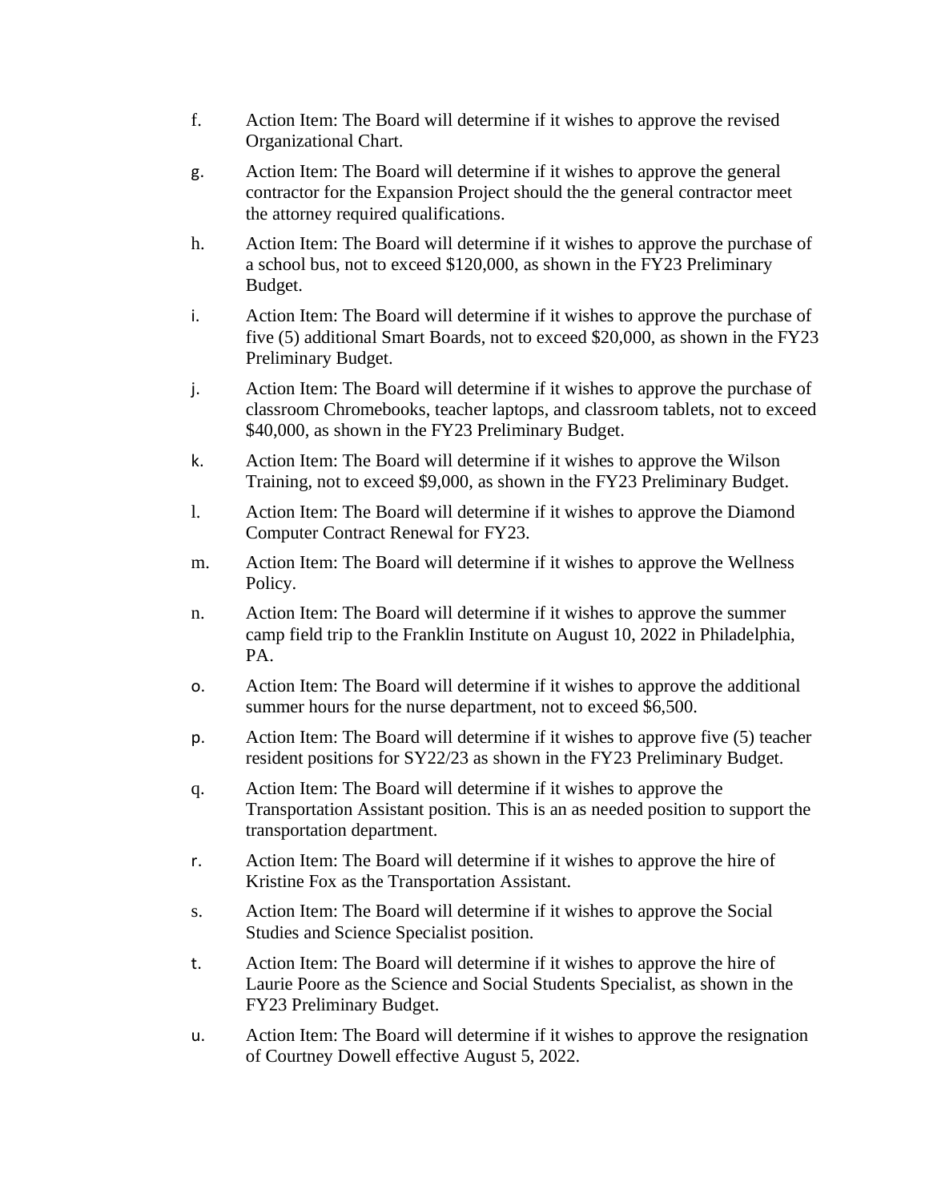f. Action Item: The Board will determine if it wishes to approve the revised Organizational Chart.

g. Action Item: The Board will determine if it wishes to approve the general contractor for the Expansion Project should the the general contractor meet the attorney required qualifications.

h. Action Item: The Board will determine if it wishes to approve the purchase of a school bus, not to exceed $120,000, as shown in the FY23 Preliminary Budget.

i. Action Item: The Board will determine if it wishes to approve the purchase of five (5) additional Smart Boards, not to exceed $20,000, as shown in the FY23 Preliminary Budget.

j. Action Item: The Board will determine if it wishes to approve the purchase of classroom Chromebooks, teacher laptops, and classroom tablets, not to exceed $40,000, as shown in the FY23 Preliminary Budget.

k. Action Item: The Board will determine if it wishes to approve the Wilson Training, not to exceed $9,000, as shown in the FY23 Preliminary Budget.

l. Action Item: The Board will determine if it wishes to approve the Diamond Computer Contract Renewal for FY23.

m. Action Item: The Board will determine if it wishes to approve the Wellness Policy.

n. Action Item: The Board will determine if it wishes to approve the summer camp field trip to the Franklin Institute on August 10, 2022 in Philadelphia, PA.

o. Action Item: The Board will determine if it wishes to approve the additional summer hours for the nurse department, not to exceed $6,500.

p. Action Item: The Board will determine if it wishes to approve five (5) teacher resident positions for SY22/23 as shown in the FY23 Preliminary Budget.

q. Action Item: The Board will determine if it wishes to approve the Transportation Assistant position. This is an as needed position to support the transportation department.

r. Action Item: The Board will determine if it wishes to approve the hire of Kristine Fox as the Transportation Assistant.

s. Action Item: The Board will determine if it wishes to approve the Social Studies and Science Specialist position.

t. Action Item: The Board will determine if it wishes to approve the hire of Laurie Poore as the Science and Social Students Specialist, as shown in the FY23 Preliminary Budget.

u. Action Item: The Board will determine if it wishes to approve the resignation of Courtney Dowell effective August 5, 2022.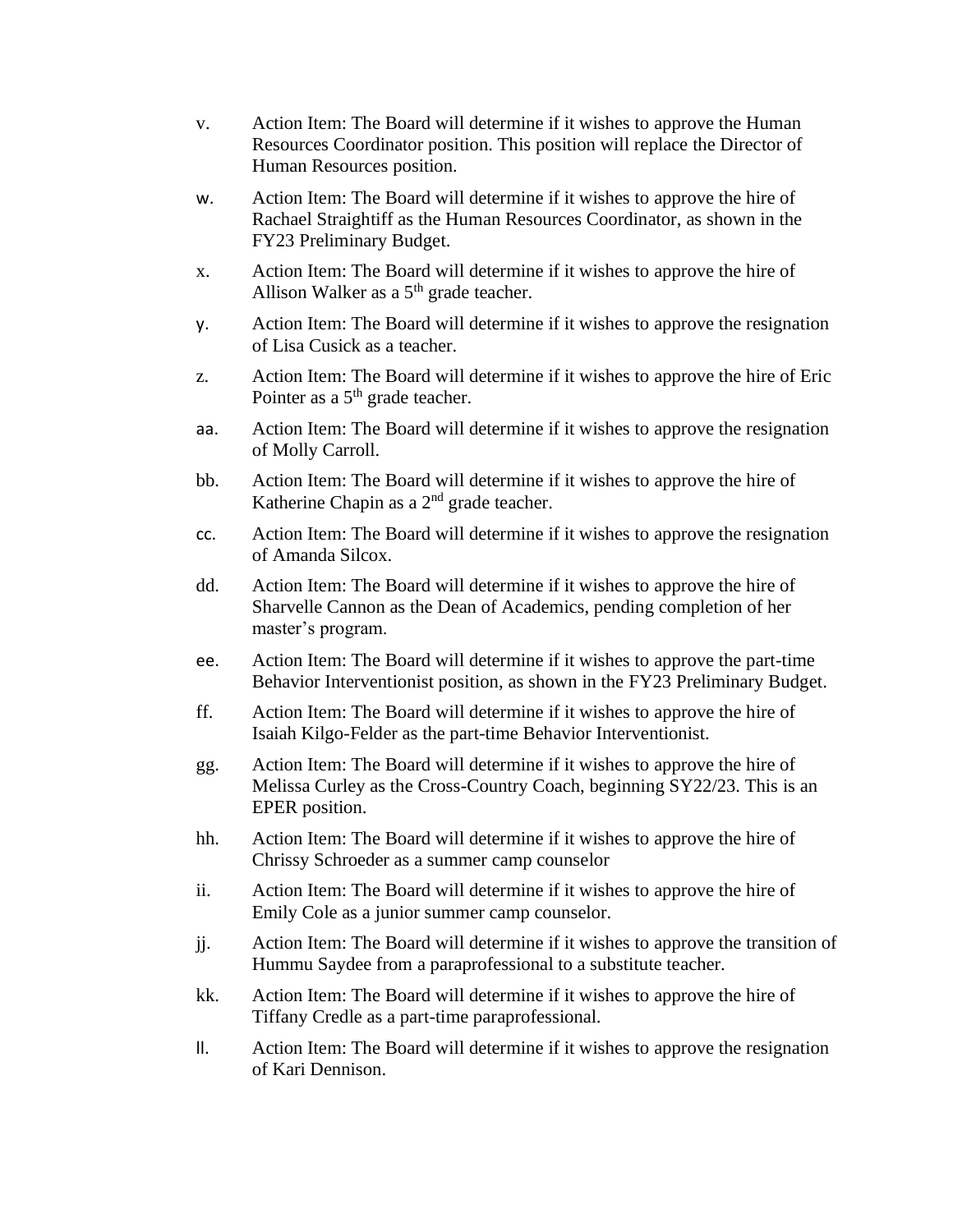v. Action Item: The Board will determine if it wishes to approve the Human Resources Coordinator position. This position will replace the Director of Human Resources position.

w. Action Item: The Board will determine if it wishes to approve the hire of Rachael Straightiff as the Human Resources Coordinator, as shown in the FY23 Preliminary Budget.

x. Action Item: The Board will determine if it wishes to approve the hire of Allison Walker as a 5th grade teacher.

y. Action Item: The Board will determine if it wishes to approve the resignation of Lisa Cusick as a teacher.

z. Action Item: The Board will determine if it wishes to approve the hire of Eric Pointer as a 5th grade teacher.

aa. Action Item: The Board will determine if it wishes to approve the resignation of Molly Carroll.

bb. Action Item: The Board will determine if it wishes to approve the hire of Katherine Chapin as a 2nd grade teacher.

cc. Action Item: The Board will determine if it wishes to approve the resignation of Amanda Silcox.

dd. Action Item: The Board will determine if it wishes to approve the hire of Sharvelle Cannon as the Dean of Academics, pending completion of her master's program.

ee. Action Item: The Board will determine if it wishes to approve the part-time Behavior Interventionist position, as shown in the FY23 Preliminary Budget.

ff. Action Item: The Board will determine if it wishes to approve the hire of Isaiah Kilgo-Felder as the part-time Behavior Interventionist.

gg. Action Item: The Board will determine if it wishes to approve the hire of Melissa Curley as the Cross-Country Coach, beginning SY22/23. This is an EPER position.

hh. Action Item: The Board will determine if it wishes to approve the hire of Chrissy Schroeder as a summer camp counselor

ii. Action Item: The Board will determine if it wishes to approve the hire of Emily Cole as a junior summer camp counselor.

jj. Action Item: The Board will determine if it wishes to approve the transition of Hummu Saydee from a paraprofessional to a substitute teacher.

kk. Action Item: The Board will determine if it wishes to approve the hire of Tiffany Credle as a part-time paraprofessional.

ll. Action Item: The Board will determine if it wishes to approve the resignation of Kari Dennison.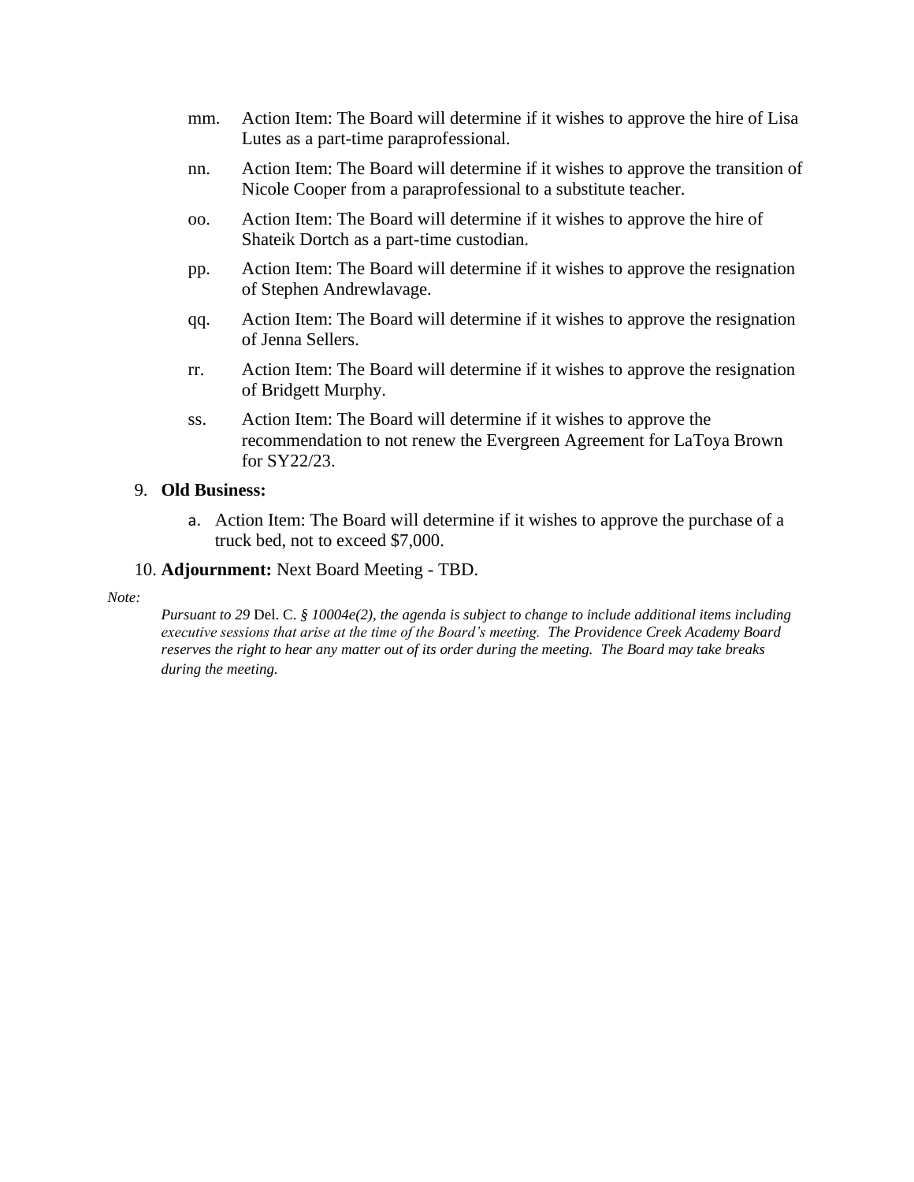mm. Action Item: The Board will determine if it wishes to approve the hire of Lisa Lutes as a part-time paraprofessional.

nn. Action Item: The Board will determine if it wishes to approve the transition of Nicole Cooper from a paraprofessional to a substitute teacher.

oo. Action Item: The Board will determine if it wishes to approve the hire of Shateik Dortch as a part-time custodian.

pp. Action Item: The Board will determine if it wishes to approve the resignation of Stephen Andrewlavage.

qq. Action Item: The Board will determine if it wishes to approve the resignation of Jenna Sellers.

rr. Action Item: The Board will determine if it wishes to approve the resignation of Bridgett Murphy.

ss. Action Item: The Board will determine if it wishes to approve the recommendation to not renew the Evergreen Agreement for LaToya Brown for SY22/23.

9. **Old Business:**

   a. Action Item: The Board will determine if it wishes to approve the purchase of a truck bed, not to exceed $7,000.

10. **Adjournment:** Next Board Meeting - TBD.

*Note:*

*Pursuant to 29* Del. C. *§ 10004e(2), the agenda is subject to change to include additional items including executive sessions that arise at the time of the Board's meeting. The Providence Creek Academy Board reserves the right to hear any matter out of its order during the meeting. The Board may take breaks during the meeting.*